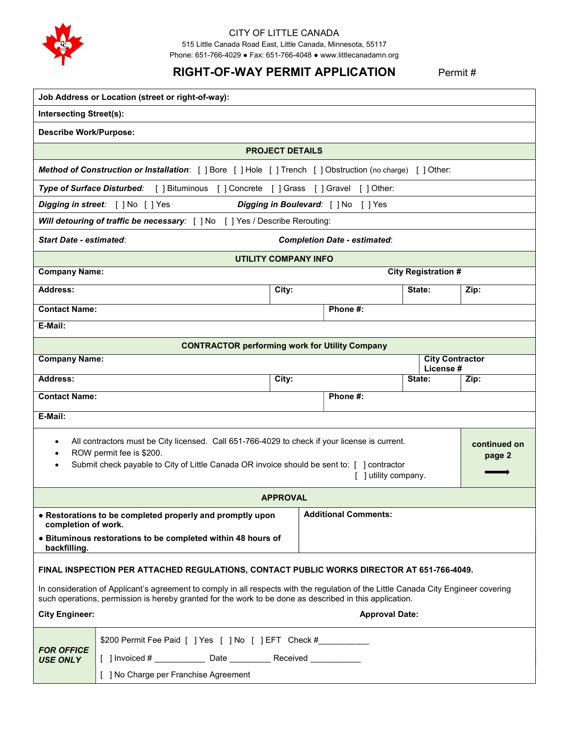CITY OF LITTLE CANADA

515 Little Canada Road East, Little Canada, Minnesota, 55117

Phone: 651-766-4029 ● Fax: 651-766-4048 ● www.littlecanadamn.org

# RIGHT-OF-WAY PERMIT APPLICATION

Permit #

**Job Address or Location (street or right-of-way):**

**Intersecting Street(s):**

**Describe Work/Purpose:**

## PROJECT DETAILS

***Method of Construction or Installation***: [ ] Bore [ ] Hole [ ] Trench [ ] Obstruction (no charge) [ ] Other:

***Type of Surface Disturbed:*** [ ] Bituminous [ ] Concrete [ ] Grass [ ] Gravel [ ] Other:

***Digging in street:*** [ ] No [ ] Yes ***Digging in Boulevard***: [ ] No [ ] Yes

***Will detouring of traffic be necessary***: [ ] No [ ] Yes / Describe Rerouting:

***Start Date - estimated***: ***Completion Date - estimated***:

## UTILITY COMPANY INFO

| **Company Name:** | | **City Registration #** | |
|---|---|---|---|
| **Address:** | **City:** | **State:** | **Zip:** |
| **Contact Name:** | | **Phone #:** | |
| **E-Mail:** | | | |

## CONTRACTOR performing work for Utility Company

| **Company Name:** | | **City Contractor License #** | |
|---|---|---|---|
| **Address:** | **City:** | **State:** | **Zip:** |
| **Contact Name:** | | **Phone #:** | |
| **E-Mail:** | | | |

- All contractors must be City licensed. Call 651-766-4029 to check if your license is current.
- ROW permit fee is $200.
- Submit check payable to City of Little Canada OR invoice should be sent to: [ ] contractor
  [ ] utility company.

**continued on page 2** ⟶

## APPROVAL

- **Restorations to be completed properly and promptly upon completion of work.**
- **Bituminous restorations to be completed within 48 hours of backfilling.**

**Additional Comments:**

**FINAL INSPECTION PER ATTACHED REGULATIONS, CONTACT PUBLIC WORKS DIRECTOR AT 651-766-4049.**

In consideration of Applicant's agreement to comply in all respects with the regulation of the Little Canada City Engineer covering such operations, permission is hereby granted for the work to be done as described in this application.

**City Engineer:** **Approval Date:**

***FOR OFFICE USE ONLY***

$200 Permit Fee Paid [ ] Yes [ ] No [ ] EFT Check #___________

[ ] Invoiced # ___________ Date _________ Received ___________

[ ] No Charge per Franchise Agreement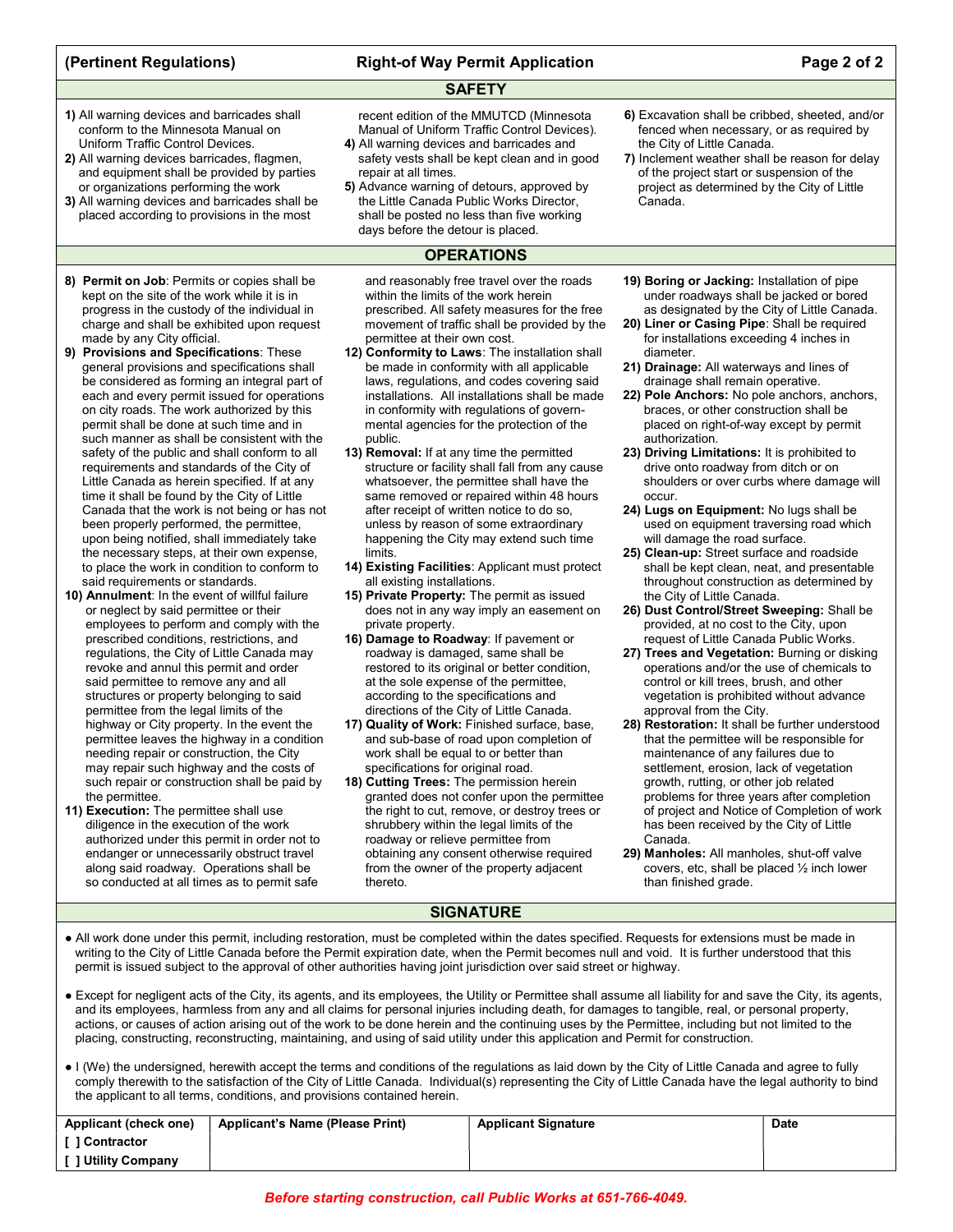# (Pertinent Regulations) Right-of Way Permit Application

## SAFETY

**1)** All warning devices and barricades shall conform to the Minnesota Manual on Uniform Traffic Control Devices.

**2)** All warning devices barricades, flagmen, and equipment shall be provided by parties or organizations performing the work

**3)** All warning devices and barricades shall be placed according to provisions in the most recent edition of the MMUTCD (Minnesota Manual of Uniform Traffic Control Devices).

**4)** All warning devices and barricades and safety vests shall be kept clean and in good repair at all times.

**5)** Advance warning of detours, approved by the Little Canada Public Works Director, shall be posted no less than five working days before the detour is placed.

**6)** Excavation shall be cribbed, sheeted, and/or fenced when necessary, or as required by the City of Little Canada.

**7)** Inclement weather shall be reason for delay of the project start or suspension of the project as determined by the City of Little Canada.

## OPERATIONS

**8) Permit on Job**: Permits or copies shall be kept on the site of the work while it is in progress in the custody of the individual in charge and shall be exhibited upon request made by any City official.

**9) Provisions and Specifications**: These general provisions and specifications shall be considered as forming an integral part of each and every permit issued for operations on city roads. The work authorized by this permit shall be done at such time and in such manner as shall be consistent with the safety of the public and shall conform to all requirements and standards of the City of Little Canada as herein specified. If at any time it shall be found by the City of Little Canada that the work is not being or has not been properly performed, the permittee, upon being notified, shall immediately take the necessary steps, at their own expense, to place the work in condition to conform to said requirements or standards.

**10) Annulment**: In the event of willful failure or neglect by said permittee or their employees to perform and comply with the prescribed conditions, restrictions, and regulations, the City of Little Canada may revoke and annul this permit and order said permittee to remove any and all structures or property belonging to said permittee from the legal limits of the highway or City property. In the event the permittee leaves the highway in a condition needing repair or construction, the City may repair such highway and the costs of such repair or construction shall be paid by the permittee.

**11) Execution:** The permittee shall use diligence in the execution of the work authorized under this permit in order not to endanger or unnecessarily obstruct travel along said roadway. Operations shall be so conducted at all times as to permit safe and reasonably free travel over the roads within the limits of the work herein prescribed. All safety measures for the free movement of traffic shall be provided by the permittee at their own cost.

**12) Conformity to Laws**: The installation shall be made in conformity with all applicable laws, regulations, and codes covering said installations. All installations shall be made in conformity with regulations of governmental agencies for the protection of the public.

**13) Removal:** If at any time the permitted structure or facility shall fall from any cause whatsoever, the permittee shall have the same removed or repaired within 48 hours after receipt of written notice to do so, unless by reason of some extraordinary happening the City may extend such time limits.

**14) Existing Facilities**: Applicant must protect all existing installations.

**15) Private Property:** The permit as issued does not in any way imply an easement on private property.

**16) Damage to Roadway**: If pavement or roadway is damaged, same shall be restored to its original or better condition, at the sole expense of the permittee, according to the specifications and directions of the City of Little Canada.

**17) Quality of Work:** Finished surface, base, and sub-base of road upon completion of work shall be equal to or better than specifications for original road.

**18) Cutting Trees:** The permission herein granted does not confer upon the permittee the right to cut, remove, or destroy trees or shrubbery within the legal limits of the roadway or relieve permittee from obtaining any consent otherwise required from the owner of the property adjacent thereto.

**19) Boring or Jacking:** Installation of pipe under roadways shall be jacked or bored as designated by the City of Little Canada.

**20) Liner or Casing Pipe**: Shall be required for installations exceeding 4 inches in diameter.

**21) Drainage:** All waterways and lines of drainage shall remain operative.

**22) Pole Anchors:** No pole anchors, anchors, braces, or other construction shall be placed on right-of-way except by permit authorization.

**23) Driving Limitations:** It is prohibited to drive onto roadway from ditch or on shoulders or over curbs where damage will occur.

**24) Lugs on Equipment:** No lugs shall be used on equipment traversing road which will damage the road surface.

**25) Clean-up:** Street surface and roadside shall be kept clean, neat, and presentable throughout construction as determined by the City of Little Canada.

**26) Dust Control/Street Sweeping:** Shall be provided, at no cost to the City, upon request of Little Canada Public Works.

**27) Trees and Vegetation:** Burning or disking operations and/or the use of chemicals to control or kill trees, brush, and other vegetation is prohibited without advance approval from the City.

**28) Restoration:** It shall be further understood that the permittee will be responsible for maintenance of any failures due to settlement, erosion, lack of vegetation growth, rutting, or other job related problems for three years after completion of project and Notice of Completion of work has been received by the City of Little Canada.

**29) Manholes:** All manholes, shut-off valve covers, etc, shall be placed ½ inch lower than finished grade.

## SIGNATURE

- All work done under this permit, including restoration, must be completed within the dates specified. Requests for extensions must be made in writing to the City of Little Canada before the Permit expiration date, when the Permit becomes null and void. It is further understood that this permit is issued subject to the approval of other authorities having joint jurisdiction over said street or highway.

- Except for negligent acts of the City, its agents, and its employees, the Utility or Permittee shall assume all liability for and save the City, its agents, and its employees, harmless from any and all claims for personal injuries including death, for damages to tangible, real, or personal property, actions, or causes of action arising out of the work to be done herein and the continuing uses by the Permittee, including but not limited to the placing, constructing, reconstructing, maintaining, and using of said utility under this application and Permit for construction.

- I (We) the undersigned, herewith accept the terms and conditions of the regulations as laid down by the City of Little Canada and agree to fully comply therewith to the satisfaction of the City of Little Canada. Individual(s) representing the City of Little Canada have the legal authority to bind the applicant to all terms, conditions, and provisions contained herein.

| Applicant (check one) | Applicant's Name (Please Print) | Applicant Signature | Date |
|---|---|---|---|
| [ ] Contractor<br>[ ] Utility Company | | | |

***Before starting construction, call Public Works at 651-766-4049.***